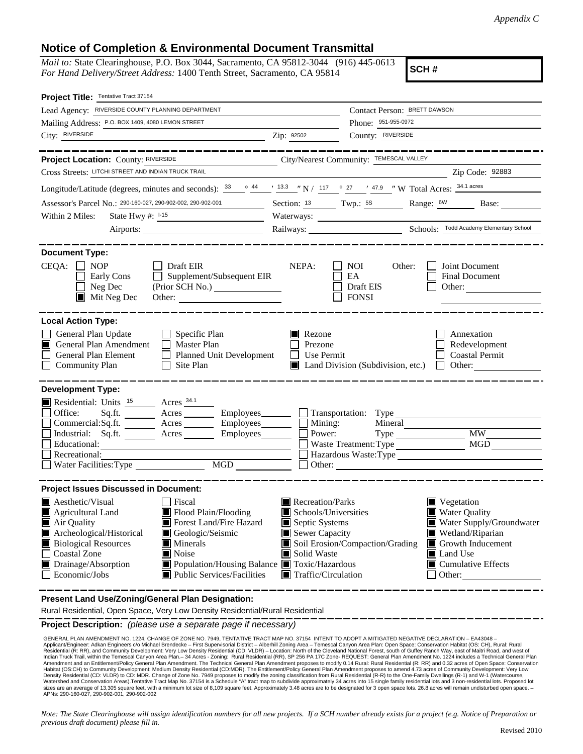*Appendix C*

# Notice of Completion & Environmental Document Transmittal

*Mail to:* State Clearinghouse, P.O. Box 3044, Sacramento, CA 95812-3044 (916) 445-0613
*For Hand Delivery/Street Address:* 1400 Tenth Street, Sacramento, CA 95814

**SCH #**

**Project Title:** Tentative Tract 37154

Lead Agency: RIVERSIDE COUNTY PLANNING DEPARTMENT
Contact Person: BRETT DAWSON
Mailing Address: P.O. BOX 1409, 4080 LEMON STREET
Phone: 951-955-0972
City: RIVERSIDE
Zip: 92502
County: RIVERSIDE

**Project Location:** County: RIVERSIDE
City/Nearest Community: TEMESCAL VALLEY
Cross Streets: LITCHI STREET AND INDIAN TRUCK TRAIL
Zip Code: 92883

Longitude/Latitude (degrees, minutes and seconds): 33 ° 44 ′ 13.3 ″ N / 117 ° 27 ′ 47.9 ″ W Total Acres: 34.1 acres

Assessor's Parcel No.: 290-160-027, 290-902-002, 290-902-001
Section: 13 Twp.: 5S Range: 6W Base:

Within 2 Miles: State Hwy #: I-15
Waterways:
Airports:
Railways:
Schools: Todd Academy Elementary School

**Document Type:**

CEQA: ☐ NOP ☐ Early Cons ☐ Neg Dec ☒ Mit Neg Dec ☐ Draft EIR ☐ Supplement/Subsequent EIR (Prior SCH No.) Other:

NEPA: ☐ NOI ☐ EA ☐ Draft EIS ☐ FONSI

Other: ☐ Joint Document ☐ Final Document ☐ Other:

**Local Action Type:**

☐ General Plan Update
☒ General Plan Amendment
☐ General Plan Element
☐ Community Plan
☐ Specific Plan
☐ Master Plan
☐ Planned Unit Development
☐ Site Plan
☒ Rezone
☐ Prezone
☐ Use Permit
☒ Land Division (Subdivision, etc.)
☐ Annexation
☐ Redevelopment
☐ Coastal Permit
☐ Other:

**Development Type:**

☒ Residential: Units 15 Acres 34.1
☐ Office: Sq.ft. Acres Employees
☐ Commercial: Sq.ft. Acres Employees
☐ Industrial: Sq.ft. Acres Employees
☐ Educational:
☐ Recreational:
☐ Water Facilities: Type MGD
☐ Transportation: Type
☐ Mining: Mineral
☐ Power: Type MW
☐ Waste Treatment: Type MGD
☐ Hazardous Waste: Type
☐ Other:

**Project Issues Discussed in Document:**

☒ Aesthetic/Visual
☒ Agricultural Land
☒ Air Quality
☒ Archeological/Historical
☒ Biological Resources
☐ Coastal Zone
☒ Drainage/Absorption
☐ Economic/Jobs
☐ Fiscal
☒ Flood Plain/Flooding
☒ Forest Land/Fire Hazard
☒ Geologic/Seismic
☒ Minerals
☒ Noise
☒ Population/Housing Balance
☒ Public Services/Facilities
☒ Recreation/Parks
☒ Schools/Universities
☒ Septic Systems
☒ Sewer Capacity
☒ Soil Erosion/Compaction/Grading
☒ Solid Waste
☒ Toxic/Hazardous
☒ Traffic/Circulation
☒ Vegetation
☒ Water Quality
☒ Water Supply/Groundwater
☒ Wetland/Riparian
☒ Growth Inducement
☒ Land Use
☒ Cumulative Effects
☐ Other:

**Present Land Use/Zoning/General Plan Designation:**

Rural Residential, Open Space, Very Low Density Residential/Rural Residential

**Project Description:** *(please use a separate page if necessary)*

GENERAL PLAN AMENDMENT NO. 1224, CHANGE OF ZONE NO. 7949, TENTATIVE TRACT MAP NO. 37154 INTENT TO ADOPT A MITIGATED NEGATIVE DECLARATION – EA43048 – Applicant/Engineer: Adkan Engineers c/o Michael Brendecke – First Supervisorial District – Alberhill Zoning Area – Temescal Canyon Area Plan: Open Space: Conservation Habitat (OS: CH), Rural: Rural Residential (R: RR), and Community Development: Very Low Density Residential (CD: VLDR) – Location: North of the Cleveland National Forest, south of Guffey Ranch Way, east of Maitri Road, and west of Indian Truck Trail, within the Temescal Canyon Area Plan.– 34 Acres - Zoning: Rural Residential (RR), SP 256 PA 17C Zone- REQUEST: General Plan Amendment No. 1224 includes a Technical General Plan Amendment and an Entitlement/Policy General Plan Amendment. The Technical General Plan Amendment proposes to modify 0.14 Rural: Rural Residential (R: RR) and 0.32 acres of Open Space: Conservation Habitat (OS:CH) to Community Development: Medium Density Residential (CD:MDR). The Entitlement/Policy General Plan Amendment proposes to amend 4.73 acres of Community Development: Very Low Density Residential (CD: VLDR) to CD: MDR. Change of Zone No. 7949 proposes to modify the zoning classification from Rural Residential (R-R) to the One-Family Dwellings (R-1) and W-1 (Watercourse, Watershed and Conservation Areas).Tentative Tract Map No. 37154 is a Schedule "A" tract map to subdivide approximately 34 acres into 15 single family residential lots and 3 non-residential lots. Proposed lot sizes are an average of 13,305 square feet, with a minimum lot size of 8,109 square feet. Approximately 3.48 acres are to be designated for 3 open space lots. 26.8 acres will remain undisturbed open space. – APNs: 290-160-027, 290-902-001, 290-902-002

*Note: The State Clearinghouse will assign identification numbers for all new projects. If a SCH number already exists for a project (e.g. Notice of Preparation or previous draft document) please fill in.*

Revised 2010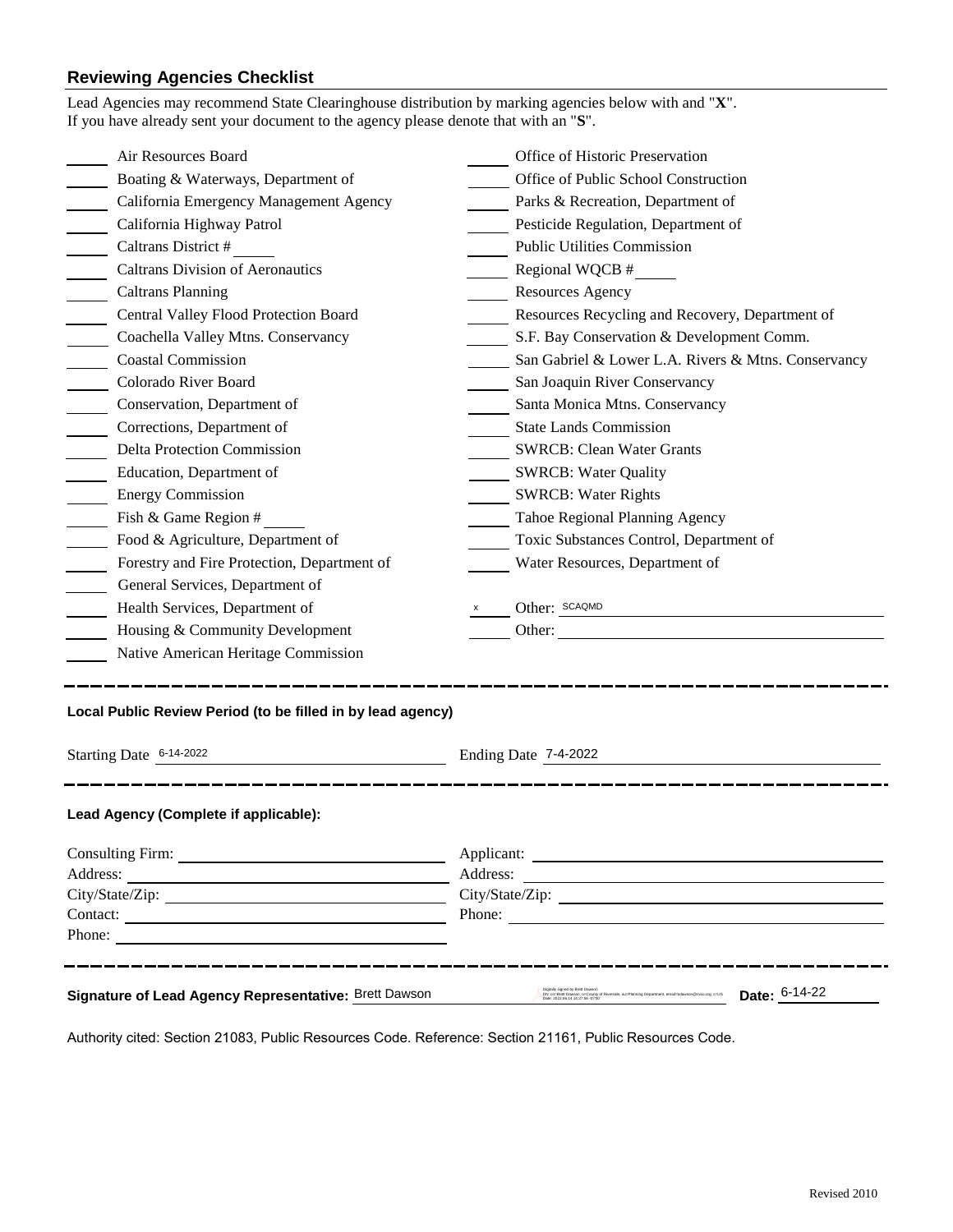## Reviewing Agencies Checklist

Lead Agencies may recommend State Clearinghouse distribution by marking agencies below with and "**X**".
If you have already sent your document to the agency please denote that with an "**S**".

| | | | |
|---|---|---|---|
| ____ | Air Resources Board | ____ | Office of Historic Preservation |
| ____ | Boating & Waterways, Department of | ____ | Office of Public School Construction |
| ____ | California Emergency Management Agency | ____ | Parks & Recreation, Department of |
| ____ | California Highway Patrol | ____ | Pesticide Regulation, Department of |
| ____ | Caltrans District # ____ | ____ | Public Utilities Commission |
| ____ | Caltrans Division of Aeronautics | ____ | Regional WQCB # ____ |
| ____ | Caltrans Planning | ____ | Resources Agency |
| ____ | Central Valley Flood Protection Board | ____ | Resources Recycling and Recovery, Department of |
| ____ | Coachella Valley Mtns. Conservancy | ____ | S.F. Bay Conservation & Development Comm. |
| ____ | Coastal Commission | ____ | San Gabriel & Lower L.A. Rivers & Mtns. Conservancy |
| ____ | Colorado River Board | ____ | San Joaquin River Conservancy |
| ____ | Conservation, Department of | ____ | Santa Monica Mtns. Conservancy |
| ____ | Corrections, Department of | ____ | State Lands Commission |
| ____ | Delta Protection Commission | ____ | SWRCB: Clean Water Grants |
| ____ | Education, Department of | ____ | SWRCB: Water Quality |
| ____ | Energy Commission | ____ | SWRCB: Water Rights |
| ____ | Fish & Game Region # ____ | ____ | Tahoe Regional Planning Agency |
| ____ | Food & Agriculture, Department of | ____ | Toxic Substances Control, Department of |
| ____ | Forestry and Fire Protection, Department of | ____ | Water Resources, Department of |
| ____ | General Services, Department of | | |
| ____ | Health Services, Department of | x | Other: SCAQMD |
| ____ | Housing & Community Development | ____ | Other: |
| ____ | Native American Heritage Commission | | |

---

**Local Public Review Period (to be filled in by lead agency)**

Starting Date 6-14-2022 Ending Date 7-4-2022

---

**Lead Agency (Complete if applicable):**

| | |
|---|---|
| Consulting Firm: | Applicant: |
| Address: | Address: |
| City/State/Zip: | City/State/Zip: |
| Contact: | Phone: |
| Phone: | |

---

**Signature of Lead Agency Representative:** Brett Dawson Digitally signed by Brett Dawson DN: cn=Brett Dawson, o=County of Riverside, ou=Planning Department, email=bdawson@rivco.org, c=US Date: 2022.06.14 10:27:56 -07'00' **Date:** 6-14-22

Authority cited: Section 21083, Public Resources Code. Reference: Section 21161, Public Resources Code.

Revised 2010